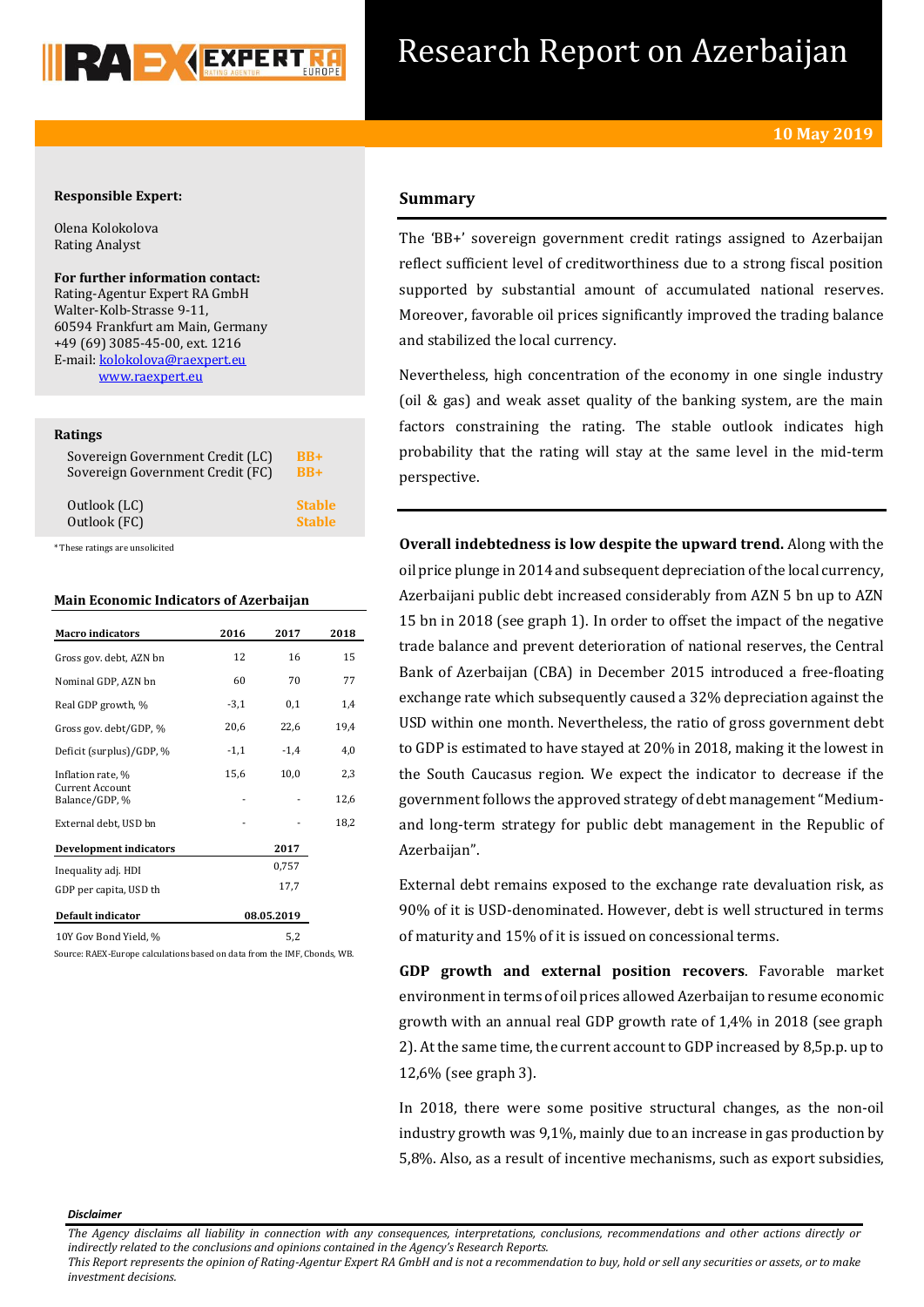# Research Report on Azerbaijan

**10 May 2019**

**Responsible Expert:**

Olena Kolokolova
Rating Analyst

**For further information contact:**
Rating-Agentur Expert RA GmbH
Walter-Kolb-Strasse 9-11,
60594 Frankfurt am Main, Germany
+49 (69) 3085-45-00, ext. 1216
E-mail: kolokolova@raexpert.eu
www.raexpert.eu

**Ratings**

| | |
|---|---|
| Sovereign Government Credit (LC) | BB+ |
| Sovereign Government Credit (FC) | BB+ |
| Outlook (LC) | Stable |
| Outlook (FC) | Stable |

*These ratings are unsolicited

**Main Economic Indicators of Azerbaijan**

| Macro indicators | 2016 | 2017 | 2018 |
|---|---|---|---|
| Gross gov. debt, AZN bn | 12 | 16 | 15 |
| Nominal GDP, AZN bn | 60 | 70 | 77 |
| Real GDP growth, % | -3,1 | 0,1 | 1,4 |
| Gross gov. debt/GDP, % | 20,6 | 22,6 | 19,4 |
| Deficit (surplus)/GDP, % | -1,1 | -1,4 | 4,0 |
| Inflation rate, % | 15,6 | 10,0 | 2,3 |
| Current Account Balance/GDP, % | - | - | 12,6 |
| External debt, USD bn | - | - | 18,2 |

| Development indicators | 2017 |
|---|---|
| Inequality adj. HDI | 0,757 |
| GDP per capita, USD th | 17,7 |

| Default indicator | 08.05.2019 |
|---|---|
| 10Y Gov Bond Yield, % | 5,2 |

Source: RAEX-Europe calculations based on data from the IMF, Cbonds, WB.

## Summary

The 'BB+' sovereign government credit ratings assigned to Azerbaijan reflect sufficient level of creditworthiness due to a strong fiscal position supported by substantial amount of accumulated national reserves. Moreover, favorable oil prices significantly improved the trading balance and stabilized the local currency.

Nevertheless, high concentration of the economy in one single industry (oil & gas) and weak asset quality of the banking system, are the main factors constraining the rating. The stable outlook indicates high probability that the rating will stay at the same level in the mid-term perspective.

**Overall indebtedness is low despite the upward trend.** Along with the oil price plunge in 2014 and subsequent depreciation of the local currency, Azerbaijani public debt increased considerably from AZN 5 bn up to AZN 15 bn in 2018 (see graph 1). In order to offset the impact of the negative trade balance and prevent deterioration of national reserves, the Central Bank of Azerbaijan (CBA) in December 2015 introduced a free-floating exchange rate which subsequently caused a 32% depreciation against the USD within one month. Nevertheless, the ratio of gross government debt to GDP is estimated to have stayed at 20% in 2018, making it the lowest in the South Caucasus region. We expect the indicator to decrease if the government follows the approved strategy of debt management "Medium- and long-term strategy for public debt management in the Republic of Azerbaijan".

External debt remains exposed to the exchange rate devaluation risk, as 90% of it is USD-denominated. However, debt is well structured in terms of maturity and 15% of it is issued on concessional terms.

**GDP growth and external position recovers**. Favorable market environment in terms of oil prices allowed Azerbaijan to resume economic growth with an annual real GDP growth rate of 1,4% in 2018 (see graph 2). At the same time, the current account to GDP increased by 8,5p.p. up to 12,6% (see graph 3).

In 2018, there were some positive structural changes, as the non-oil industry growth was 9,1%, mainly due to an increase in gas production by 5,8%. Also, as a result of incentive mechanisms, such as export subsidies,

*Disclaimer*

*The Agency disclaims all liability in connection with any consequences, interpretations, conclusions, recommendations and other actions directly or indirectly related to the conclusions and opinions contained in the Agency's Research Reports.*
*This Report represents the opinion of Rating-Agentur Expert RA GmbH and is not a recommendation to buy, hold or sell any securities or assets, or to make investment decisions.*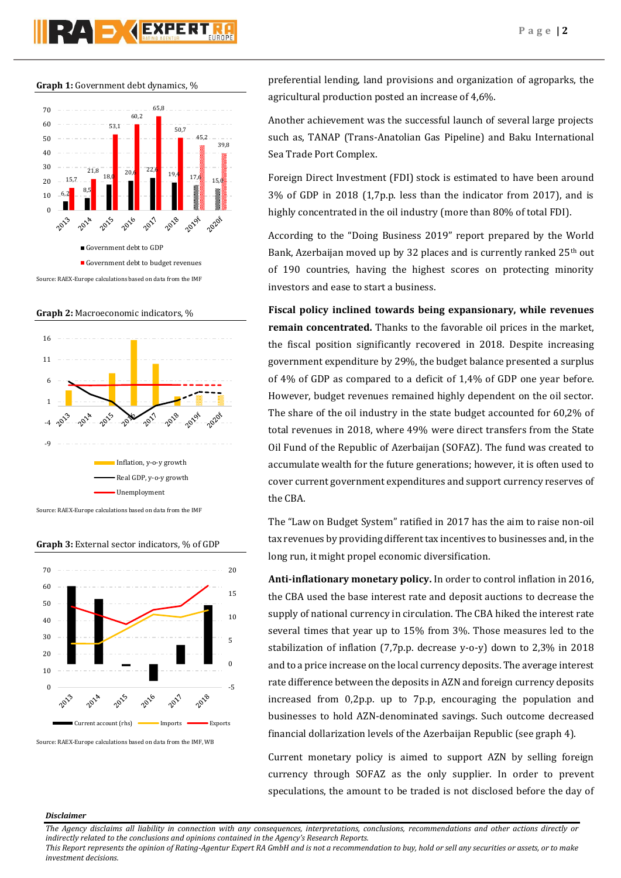**Graph 1:** Government debt dynamics, %

| | 2013 | 2014 | 2015 | 2016 | 2017 | 2018 | 2019f | 2020f |
|---|---|---|---|---|---|---|---|---|
| Government debt to GDP | 6,2 | 8,5 | 18,0 | 20,6 | 22,6 | 19,4 | 17,6 | 15,0 |
| Government debt to budget revenues | 15,7 | 21,8 | 53,1 | 60,2 | 65,8 | 50,7 | 45,2 | 39,8 |

Source: RAEX-Europe calculations based on data from the IMF

**Graph 2:** Macroeconomic indicators, %

Inflation, y-o-y growth; Real GDP, y-o-y growth; Unemployment (2013–2020f)

Source: RAEX-Europe calculations based on data from the IMF

**Graph 3:** External sector indicators, % of GDP

Current account (rhs); Imports; Exports (2013–2018)

Source: RAEX-Europe calculations based on data from the IMF, WB

preferential lending, land provisions and organization of agroparks, the agricultural production posted an increase of 4,6%.

Another achievement was the successful launch of several large projects such as, TANAP (Trans-Anatolian Gas Pipeline) and Baku International Sea Trade Port Complex.

Foreign Direct Investment (FDI) stock is estimated to have been around 3% of GDP in 2018 (1,7p.p. less than the indicator from 2017), and is highly concentrated in the oil industry (more than 80% of total FDI).

According to the "Doing Business 2019" report prepared by the World Bank, Azerbaijan moved up by 32 places and is currently ranked 25th out of 190 countries, having the highest scores on protecting minority investors and ease to start a business.

**Fiscal policy inclined towards being expansionary, while revenues remain concentrated.** Thanks to the favorable oil prices in the market, the fiscal position significantly recovered in 2018. Despite increasing government expenditure by 29%, the budget balance presented a surplus of 4% of GDP as compared to a deficit of 1,4% of GDP one year before. However, budget revenues remained highly dependent on the oil sector. The share of the oil industry in the state budget accounted for 60,2% of total revenues in 2018, where 49% were direct transfers from the State Oil Fund of the Republic of Azerbaijan (SOFAZ). The fund was created to accumulate wealth for the future generations; however, it is often used to cover current government expenditures and support currency reserves of the CBA.

The "Law on Budget System" ratified in 2017 has the aim to raise non-oil tax revenues by providing different tax incentives to businesses and, in the long run, it might propel economic diversification.

**Anti-inflationary monetary policy.** In order to control inflation in 2016, the CBA used the base interest rate and deposit auctions to decrease the supply of national currency in circulation. The CBA hiked the interest rate several times that year up to 15% from 3%. Those measures led to the stabilization of inflation (7,7p.p. decrease y-o-y) down to 2,3% in 2018 and to a price increase on the local currency deposits. The average interest rate difference between the deposits in AZN and foreign currency deposits increased from 0,2p.p. up to 7p.p, encouraging the population and businesses to hold AZN-denominated savings. Such outcome decreased financial dollarization levels of the Azerbaijan Republic (see graph 4).

Current monetary policy is aimed to support AZN by selling foreign currency through SOFAZ as the only supplier. In order to prevent speculations, the amount to be traded is not disclosed before the day of

***Disclaimer***

*The Agency disclaims all liability in connection with any consequences, interpretations, conclusions, recommendations and other actions directly or indirectly related to the conclusions and opinions contained in the Agency's Research Reports.*
*This Report represents the opinion of Rating-Agentur Expert RA GmbH and is not a recommendation to buy, hold or sell any securities or assets, or to make investment decisions.*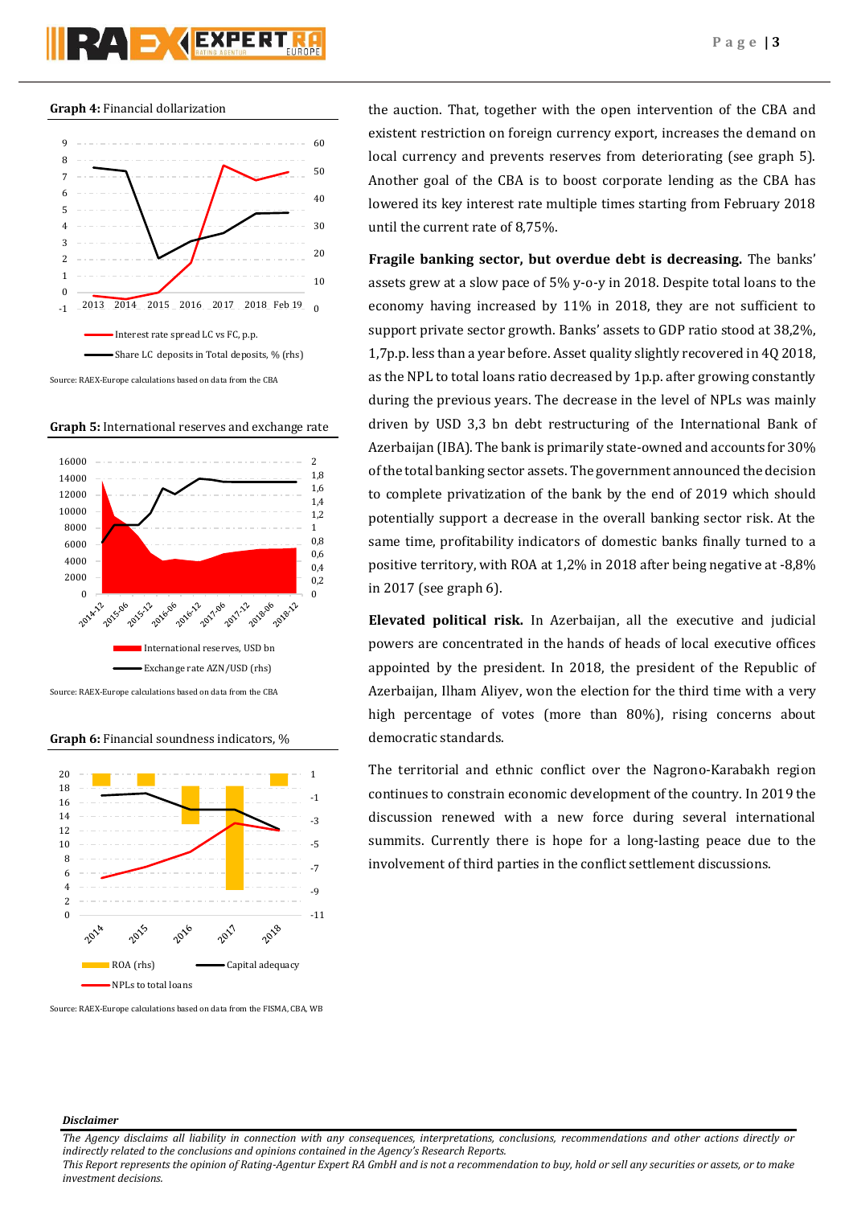**Graph 4:** Financial dollarization

Interest rate spread LC vs FC, p.p.

Share LC deposits in Total deposits, % (rhs)

Source: RAEX-Europe calculations based on data from the CBA

**Graph 5:** International reserves and exchange rate

International reserves, USD bn

Exchange rate AZN/USD (rhs)

Source: RAEX-Europe calculations based on data from the CBA

**Graph 6:** Financial soundness indicators, %

ROA (rhs)

Capital adequacy

NPLs to total loans

Source: RAEX-Europe calculations based on data from the FISMA, CBA, WB

the auction. That, together with the open intervention of the CBA and existent restriction on foreign currency export, increases the demand on local currency and prevents reserves from deteriorating (see graph 5). Another goal of the CBA is to boost corporate lending as the CBA has lowered its key interest rate multiple times starting from February 2018 until the current rate of 8,75%.

**Fragile banking sector, but overdue debt is decreasing.** The banks' assets grew at a slow pace of 5% y-o-y in 2018. Despite total loans to the economy having increased by 11% in 2018, they are not sufficient to support private sector growth. Banks' assets to GDP ratio stood at 38,2%, 1,7p.p. less than a year before. Asset quality slightly recovered in 4Q 2018, as the NPL to total loans ratio decreased by 1p.p. after growing constantly during the previous years. The decrease in the level of NPLs was mainly driven by USD 3,3 bn debt restructuring of the International Bank of Azerbaijan (IBA). The bank is primarily state-owned and accounts for 30% of the total banking sector assets. The government announced the decision to complete privatization of the bank by the end of 2019 which should potentially support a decrease in the overall banking sector risk. At the same time, profitability indicators of domestic banks finally turned to a positive territory, with ROA at 1,2% in 2018 after being negative at -8,8% in 2017 (see graph 6).

**Elevated political risk.** In Azerbaijan, all the executive and judicial powers are concentrated in the hands of heads of local executive offices appointed by the president. In 2018, the president of the Republic of Azerbaijan, Ilham Aliyev, won the election for the third time with a very high percentage of votes (more than 80%), rising concerns about democratic standards.

The territorial and ethnic conflict over the Nagrono-Karabakh region continues to constrain economic development of the country. In 2019 the discussion renewed with a new force during several international summits. Currently there is hope for a long-lasting peace due to the involvement of third parties in the conflict settlement discussions.

*Disclaimer*

*The Agency disclaims all liability in connection with any consequences, interpretations, conclusions, recommendations and other actions directly or indirectly related to the conclusions and opinions contained in the Agency's Research Reports.*
*This Report represents the opinion of Rating-Agentur Expert RA GmbH and is not a recommendation to buy, hold or sell any securities or assets, or to make investment decisions.*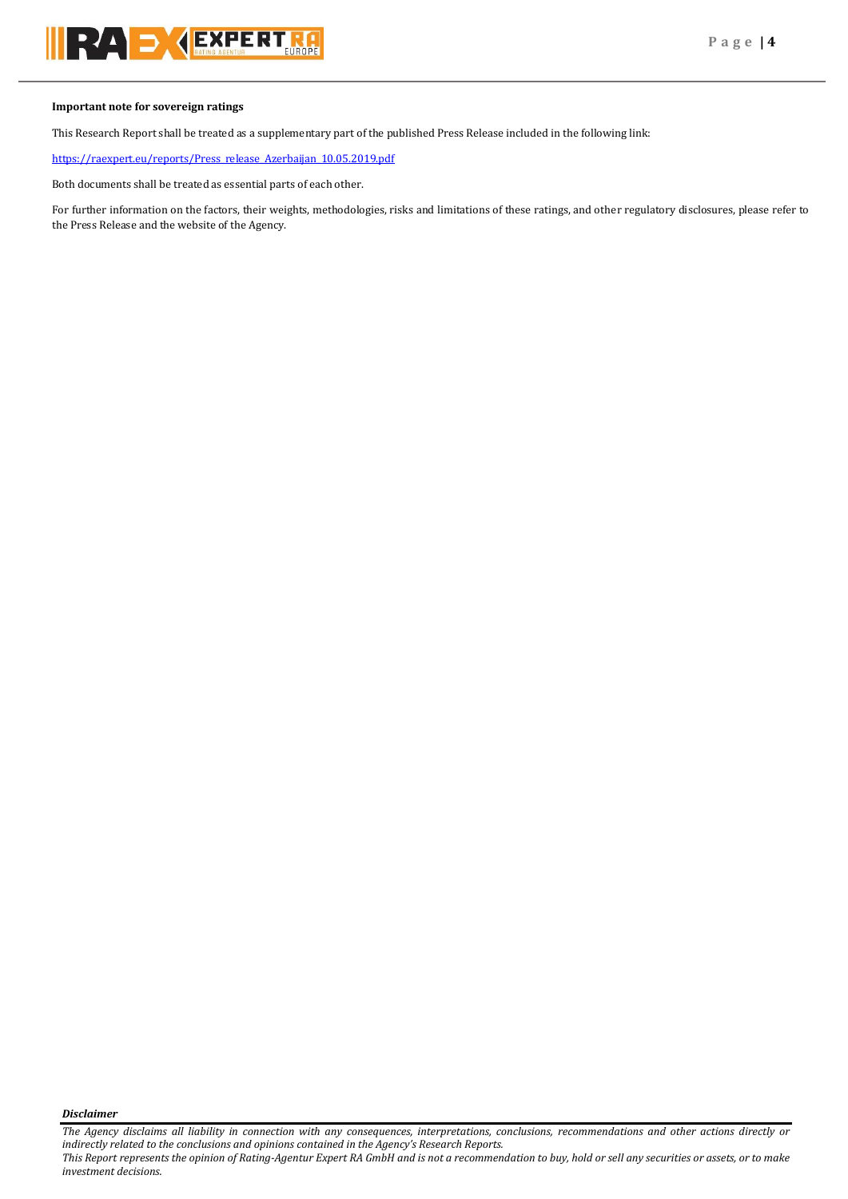**Important note for sovereign ratings**

This Research Report shall be treated as a supplementary part of the published Press Release included in the following link:

https://raexpert.eu/reports/Press_release_Azerbaijan_10.05.2019.pdf

Both documents shall be treated as essential parts of each other.

For further information on the factors, their weights, methodologies, risks and limitations of these ratings, and other regulatory disclosures, please refer to the Press Release and the website of the Agency.

***Disclaimer***

*The Agency disclaims all liability in connection with any consequences, interpretations, conclusions, recommendations and other actions directly or indirectly related to the conclusions and opinions contained in the Agency's Research Reports.*

*This Report represents the opinion of Rating-Agentur Expert RA GmbH and is not a recommendation to buy, hold or sell any securities or assets, or to make investment decisions.*